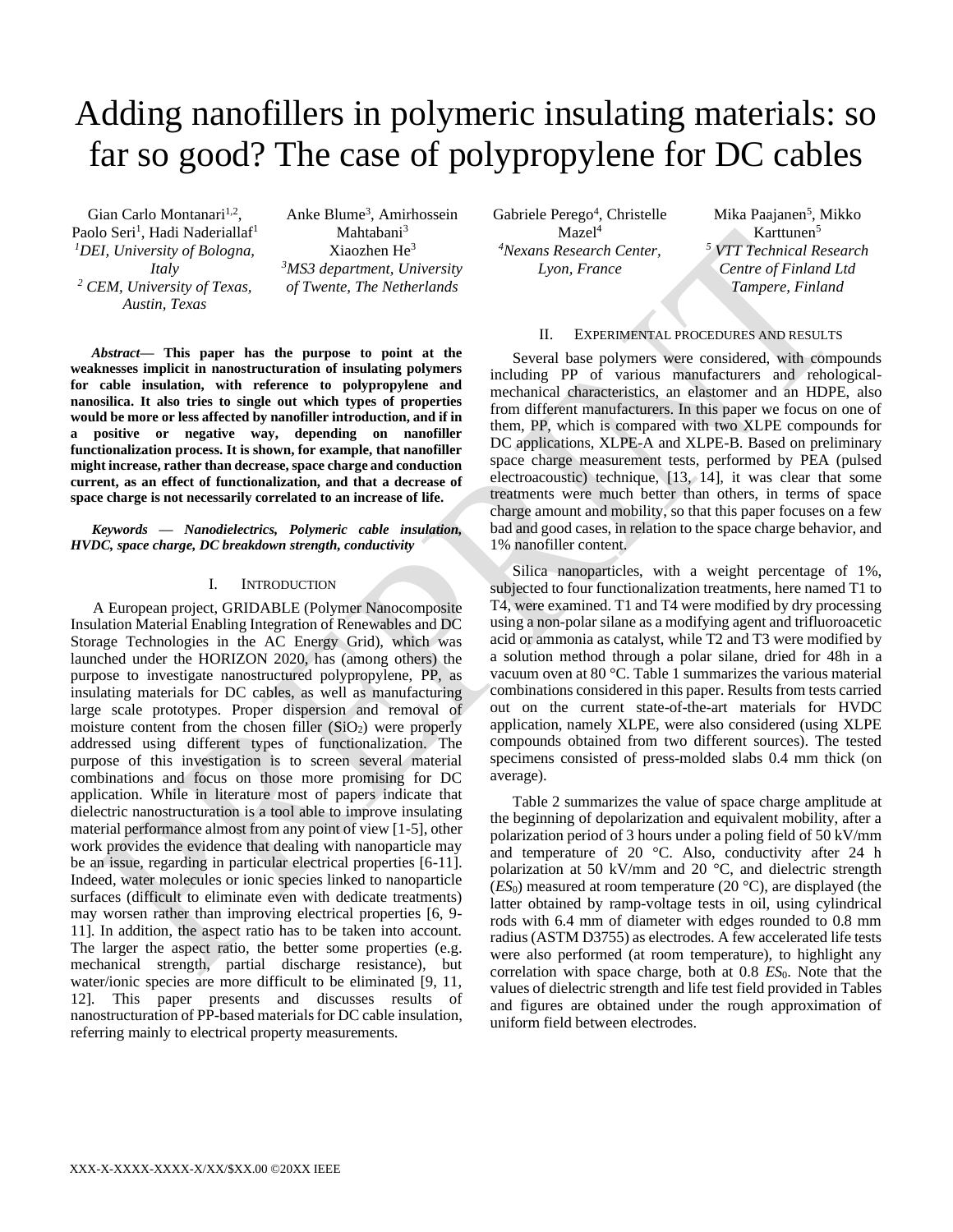# Adding nanofillers in polymeric insulating materials: so far so good? The case of polypropylene for DC cables

Gian Carlo Montanari[1,2], Paolo Seri[1], Hadi Naderiallaf[1]
[1]*DEI, University of Bologna, Italy*
[2] *CEM, University of Texas, Austin, Texas*

Anke Blume[3], Amirhossein Mahtabani[3], Xiaozhen He[3]
[3]*MS3 department, University of Twente, The Netherlands*

Gabriele Perego[4], Christelle Mazel[4]
[4]*Nexans Research Center, Lyon, France*

Mika Paajanen[5], Mikko Karttunen[5]
[5] *VTT Technical Research Centre of Finland Ltd Tampere, Finland*

***Abstract*— This paper has the purpose to point at the weaknesses implicit in nanostructuration of insulating polymers for cable insulation, with reference to polypropylene and nanosilica. It also tries to single out which types of properties would be more or less affected by nanofiller introduction, and if in a positive or negative way, depending on nanofiller functionalization process. It is shown, for example, that nanofiller might increase, rather than decrease, space charge and conduction current, as an effect of functionalization, and that a decrease of space charge is not necessarily correlated to an increase of life.**

***Keywords — Nanodielectrics, Polymeric cable insulation, HVDC, space charge, DC breakdown strength, conductivity***

## I. Introduction

A European project, GRIDABLE (Polymer Nanocomposite Insulation Material Enabling Integration of Renewables and DC Storage Technologies in the AC Energy Grid), which was launched under the HORIZON 2020, has (among others) the purpose to investigate nanostructured polypropylene, PP, as insulating materials for DC cables, as well as manufacturing large scale prototypes. Proper dispersion and removal of moisture content from the chosen filler ($SiO_2$) were properly addressed using different types of functionalization. The purpose of this investigation is to screen several material combinations and focus on those more promising for DC application. While in literature most of papers indicate that dielectric nanostructuration is a tool able to improve insulating material performance almost from any point of view [1-5], other work provides the evidence that dealing with nanoparticle may be an issue, regarding in particular electrical properties [6-11]. Indeed, water molecules or ionic species linked to nanoparticle surfaces (difficult to eliminate even with dedicate treatments) may worsen rather than improving electrical properties [6, 9-11]. In addition, the aspect ratio has to be taken into account. The larger the aspect ratio, the better some properties (e.g. mechanical strength, partial discharge resistance), but water/ionic species are more difficult to be eliminated [9, 11, 12]. This paper presents and discusses results of nanostructuration of PP-based materials for DC cable insulation, referring mainly to electrical property measurements.

## II. Experimental procedures and results

Several base polymers were considered, with compounds including PP of various manufacturers and rehological-mechanical characteristics, an elastomer and an HDPE, also from different manufacturers. In this paper we focus on one of them, PP, which is compared with two XLPE compounds for DC applications, XLPE-A and XLPE-B. Based on preliminary space charge measurement tests, performed by PEA (pulsed electroacoustic) technique, [13, 14], it was clear that some treatments were much better than others, in terms of space charge amount and mobility, so that this paper focuses on a few bad and good cases, in relation to the space charge behavior, and 1% nanofiller content.

Silica nanoparticles, with a weight percentage of 1%, subjected to four functionalization treatments, here named T1 to T4, were examined. T1 and T4 were modified by dry processing using a non-polar silane as a modifying agent and trifluoroacetic acid or ammonia as catalyst, while T2 and T3 were modified by a solution method through a polar silane, dried for 48h in a vacuum oven at 80 °C. Table 1 summarizes the various material combinations considered in this paper. Results from tests carried out on the current state-of-the-art materials for HVDC application, namely XLPE, were also considered (using XLPE compounds obtained from two different sources). The tested specimens consisted of press-molded slabs 0.4 mm thick (on average).

Table 2 summarizes the value of space charge amplitude at the beginning of depolarization and equivalent mobility, after a polarization period of 3 hours under a poling field of 50 kV/mm and temperature of 20 °C. Also, conductivity after 24 h polarization at 50 kV/mm and 20 °C, and dielectric strength ($ES_0$) measured at room temperature (20 °C), are displayed (the latter obtained by ramp-voltage tests in oil, using cylindrical rods with 6.4 mm of diameter with edges rounded to 0.8 mm radius (ASTM D3755) as electrodes. A few accelerated life tests were also performed (at room temperature), to highlight any correlation with space charge, both at 0.8 $ES_0$. Note that the values of dielectric strength and life test field provided in Tables and figures are obtained under the rough approximation of uniform field between electrodes.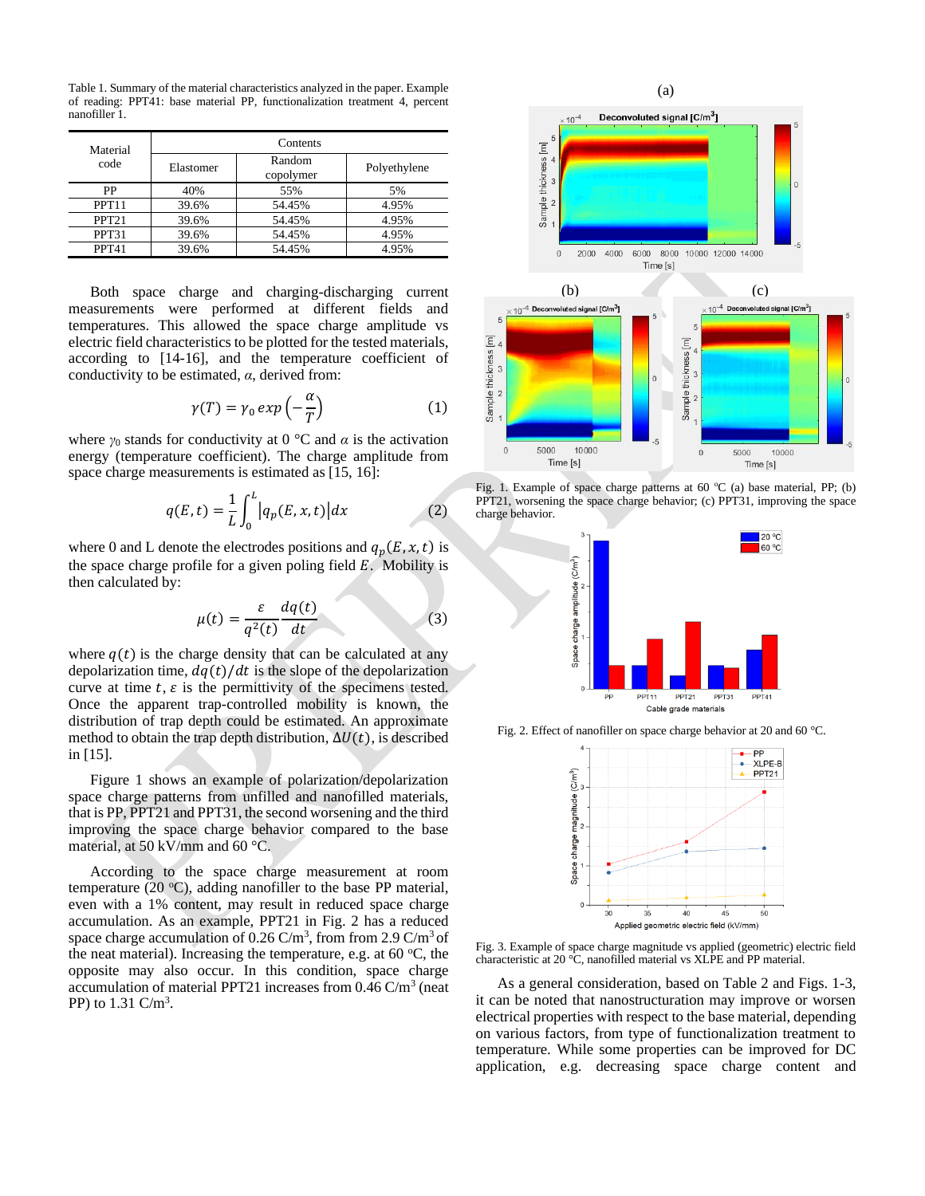Table 1. Summary of the material characteristics analyzed in the paper. Example of reading: PPT41: base material PP, functionalization treatment 4, percent nanofiller 1.

| Material code | Contents | | |
|---|---|---|---|
| | Elastomer | Random copolymer | Polyethylene |
| PP | 40% | 55% | 5% |
| PPT11 | 39.6% | 54.45% | 4.95% |
| PPT21 | 39.6% | 54.45% | 4.95% |
| PPT31 | 39.6% | 54.45% | 4.95% |
| PPT41 | 39.6% | 54.45% | 4.95% |

Both space charge and charging-discharging current measurements were performed at different fields and temperatures. This allowed the space charge amplitude vs electric field characteristics to be plotted for the tested materials, according to [14-16], and the temperature coefficient of conductivity to be estimated, $\alpha$, derived from:

$$\gamma(T) = \gamma_0 \, exp\left(-\frac{\alpha}{T}\right) \tag{1}$$

where $\gamma_0$ stands for conductivity at 0 °C and $\alpha$ is the activation energy (temperature coefficient). The charge amplitude from space charge measurements is estimated as [15, 16]:

$$q(E,t) = \frac{1}{L}\int_0^L \left|q_p(E,x,t)\right| dx \tag{2}$$

where 0 and L denote the electrodes positions and $q_p(E,x,t)$ is the space charge profile for a given poling field $E$. Mobility is then calculated by:

$$\mu(t) = \frac{\varepsilon}{q^2(t)} \frac{dq(t)}{dt} \tag{3}$$

where $q(t)$ is the charge density that can be calculated at any depolarization time, $dq(t)/dt$ is the slope of the depolarization curve at time $t$, $\varepsilon$ is the permittivity of the specimens tested. Once the apparent trap-controlled mobility is known, the distribution of trap depth could be estimated. An approximate method to obtain the trap depth distribution, $\Delta U(t)$, is described in [15].

Figure 1 shows an example of polarization/depolarization space charge patterns from unfilled and nanofilled materials, that is PP, PPT21 and PPT31, the second worsening and the third improving the space charge behavior compared to the base material, at 50 kV/mm and 60 °C.

According to the space charge measurement at room temperature (20 °C), adding nanofiller to the base PP material, even with a 1% content, may result in reduced space charge accumulation. As an example, PPT21 in Fig. 2 has a reduced space charge accumulation of 0.26 C/m$^3$, from from 2.9 C/m$^3$ of the neat material). Increasing the temperature, e.g. at 60 °C, the opposite may also occur. In this condition, space charge accumulation of material PPT21 increases from 0.46 C/m$^3$ (neat PP) to 1.31 C/m$^3$.

Fig. 1. Example of space charge patterns at 60 °C (a) base material, PP; (b) PPT21, worsening the space charge behavior; (c) PPT31, improving the space charge behavior.

Fig. 2. Effect of nanofiller on space charge behavior at 20 and 60 °C.

Fig. 3. Example of space charge magnitude vs applied (geometric) electric field characteristic at 20 °C, nanofilled material vs XLPE and PP material.

As a general consideration, based on Table 2 and Figs. 1-3, it can be noted that nanostructuration may improve or worsen electrical properties with respect to the base material, depending on various factors, from type of functionalization treatment to temperature. While some properties can be improved for DC application, e.g. decreasing space charge content and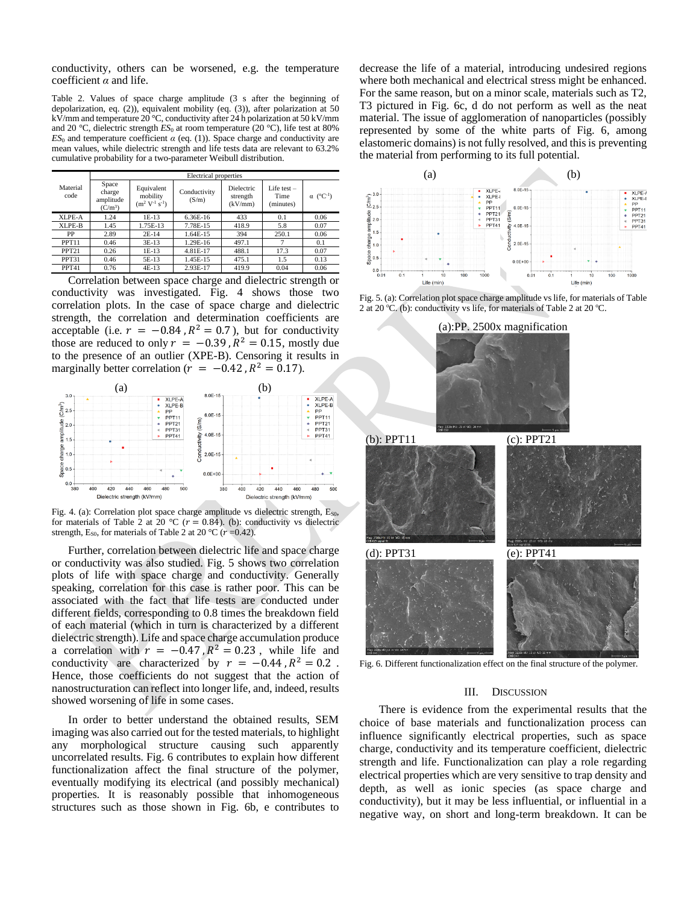conductivity, others can be worsened, e.g. the temperature coefficient $\alpha$ and life.

Table 2. Values of space charge amplitude (3 s after the beginning of depolarization, eq. (2)), equivalent mobility (eq. (3)), after polarization at 50 kV/mm and temperature 20 °C, conductivity after 24 h polarization at 50 kV/mm and 20 °C, dielectric strength $ES_0$ at room temperature (20 °C), life test at 80% $ES_0$ and temperature coefficient $\alpha$ (eq. (1)). Space charge and conductivity are mean values, while dielectric strength and life tests data are relevant to 63.2% cumulative probability for a two-parameter Weibull distribution.

| Material code | Electrical properties | | | | | |
|---|---|---|---|---|---|---|
| | Space charge amplitude (C/m$^3$) | Equivalent mobility (m$^2$ V$^{-1}$ s$^{-1}$) | Conductivity (S/m) | Dielectric strength (kV/mm) | Life test – Time (minutes) | $\alpha$ (°C$^{-1}$) |
| XLPE-A | 1.24 | 1E-13 | 6.36E-16 | 433 | 0.1 | 0.06 |
| XLPE-B | 1.45 | 1.75E-13 | 7.78E-15 | 418.9 | 5.8 | 0.07 |
| PP | 2.89 | 2E-14 | 1.64E-15 | 394 | 250.1 | 0.06 |
| PPT11 | 0.46 | 3E-13 | 1.29E-16 | 497.1 | 7 | 0.1 |
| PPT21 | 0.26 | 1E-13 | 4.81E-17 | 488.1 | 17.3 | 0.07 |
| PPT31 | 0.46 | 5E-13 | 1.45E-15 | 475.1 | 1.5 | 0.13 |
| PPT41 | 0.76 | 4E-13 | 2.93E-17 | 419.9 | 0.04 | 0.06 |

Correlation between space charge and dielectric strength or conductivity was investigated. Fig. 4 shows those two correlation plots. In the case of space charge and dielectric strength, the correlation and determination coefficients are acceptable (i.e. $r = -0.84$, $R^2 = 0.7$), but for conductivity those are reduced to only $r = -0.39$, $R^2 = 0.15$, mostly due to the presence of an outlier (XPE-B). Censoring it results in marginally better correlation ($r = -0.42$, $R^2 = 0.17$).

Fig. 4. (a): Correlation plot space charge amplitude vs dielectric strength, $E_{S0}$, for materials of Table 2 at 20 °C ($r = 0.84$). (b): conductivity vs dielectric strength, $E_{S0}$, for materials of Table 2 at 20 °C ($r$ =0.42).

Further, correlation between dielectric life and space charge or conductivity was also studied. Fig. 5 shows two correlation plots of life with space charge and conductivity. Generally speaking, correlation for this case is rather poor. This can be associated with the fact that life tests are conducted under different fields, corresponding to 0.8 times the breakdown field of each material (which in turn is characterized by a different dielectric strength). Life and space charge accumulation produce a correlation with $r = -0.47$, $R^2 = 0.23$, while life and conductivity are characterized by $r = -0.44$, $R^2 = 0.2$. Hence, those coefficients do not suggest that the action of nanostructuration can reflect into longer life, and, indeed, results showed worsening of life in some cases.

In order to better understand the obtained results, SEM imaging was also carried out for the tested materials, to highlight any morphological structure causing such apparently uncorrelated results. Fig. 6 contributes to explain how different functionalization affect the final structure of the polymer, eventually modifying its electrical (and possibly mechanical) properties. It is reasonably possible that inhomogeneous structures such as those shown in Fig. 6b, e contributes to decrease the life of a material, introducing undesired regions where both mechanical and electrical stress might be enhanced. For the same reason, but on a minor scale, materials such as T2, T3 pictured in Fig. 6c, d do not perform as well as the neat material. The issue of agglomeration of nanoparticles (possibly represented by some of the white parts of Fig. 6, among elastomeric domains) is not fully resolved, and this is preventing the material from performing to its full potential.

Fig. 5. (a): Correlation plot space charge amplitude vs life, for materials of Table 2 at 20 °C. (b): conductivity vs life, for materials of Table 2 at 20 °C.

Fig. 6. Different functionalization effect on the final structure of the polymer.

## III. Discussion

There is evidence from the experimental results that the choice of base materials and functionalization process can influence significantly electrical properties, such as space charge, conductivity and its temperature coefficient, dielectric strength and life. Functionalization can play a role regarding electrical properties which are very sensitive to trap density and depth, as well as ionic species (as space charge and conductivity), but it may be less influential, or influential in a negative way, on short and long-term breakdown. It can be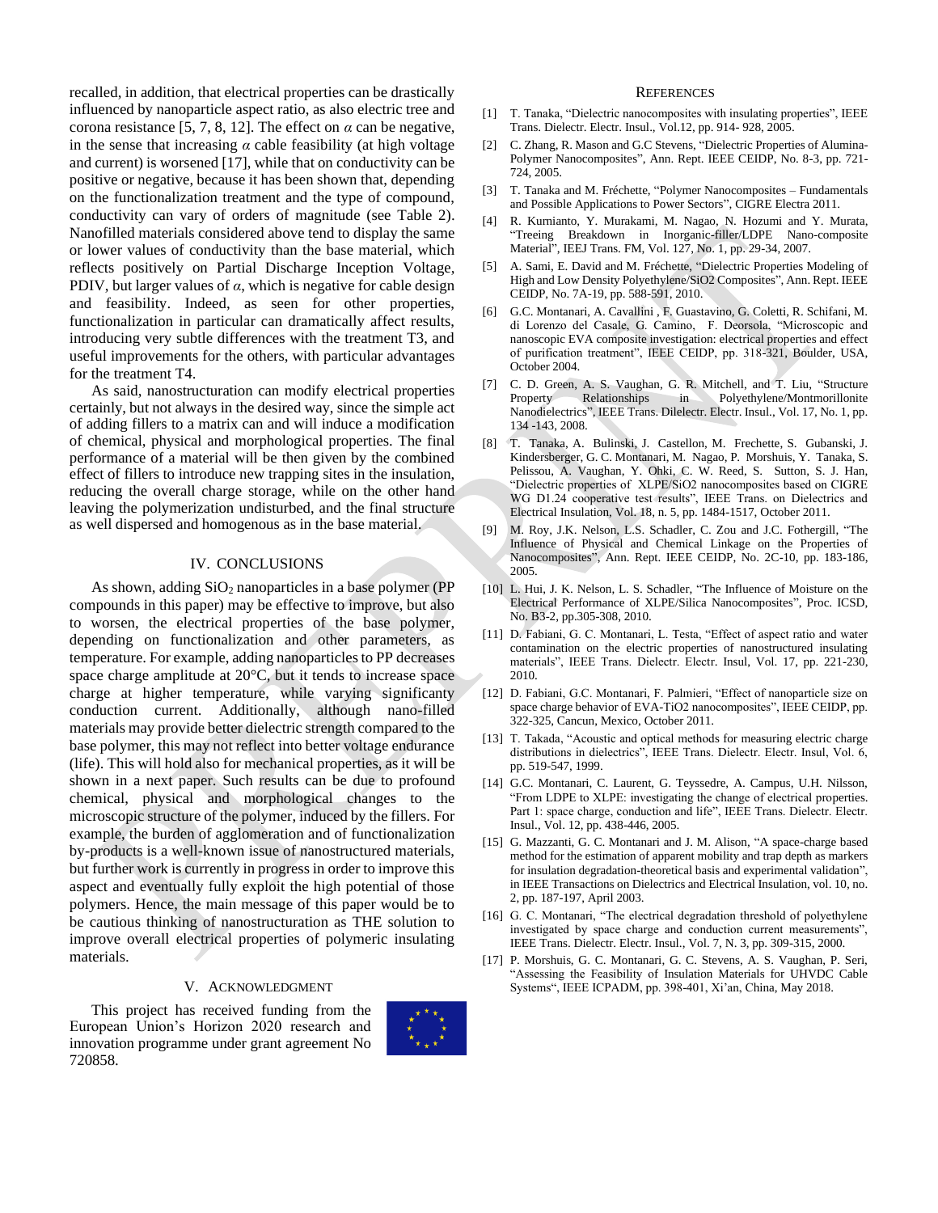recalled, in addition, that electrical properties can be drastically influenced by nanoparticle aspect ratio, as also electric tree and corona resistance [5, 7, 8, 12]. The effect on $\alpha$ can be negative, in the sense that increasing $\alpha$ cable feasibility (at high voltage and current) is worsened [17], while that on conductivity can be positive or negative, because it has been shown that, depending on the functionalization treatment and the type of compound, conductivity can vary of orders of magnitude (see Table 2). Nanofilled materials considered above tend to display the same or lower values of conductivity than the base material, which reflects positively on Partial Discharge Inception Voltage, PDIV, but larger values of $\alpha$, which is negative for cable design and feasibility. Indeed, as seen for other properties, functionalization in particular can dramatically affect results, introducing very subtle differences with the treatment T3, and useful improvements for the others, with particular advantages for the treatment T4.

As said, nanostructuration can modify electrical properties certainly, but not always in the desired way, since the simple act of adding fillers to a matrix can and will induce a modification of chemical, physical and morphological properties. The final performance of a material will be then given by the combined effect of fillers to introduce new trapping sites in the insulation, reducing the overall charge storage, while on the other hand leaving the polymerization undisturbed, and the final structure as well dispersed and homogenous as in the base material.

## IV. Conclusions

As shown, adding $SiO_2$ nanoparticles in a base polymer (PP compounds in this paper) may be effective to improve, but also to worsen, the electrical properties of the base polymer, depending on functionalization and other parameters, as temperature. For example, adding nanoparticles to PP decreases space charge amplitude at 20°C, but it tends to increase space charge at higher temperature, while varying significanty conduction current. Additionally, although nano-filled materials may provide better dielectric strength compared to the base polymer, this may not reflect into better voltage endurance (life). This will hold also for mechanical properties, as it will be shown in a next paper. Such results can be due to profound chemical, physical and morphological changes to the microscopic structure of the polymer, induced by the fillers. For example, the burden of agglomeration and of functionalization by-products is a well-known issue of nanostructured materials, but further work is currently in progress in order to improve this aspect and eventually fully exploit the high potential of those polymers. Hence, the main message of this paper would be to be cautious thinking of nanostructuration as THE solution to improve overall electrical properties of polymeric insulating materials.

## V. Acknowledgment

This project has received funding from the European Union's Horizon 2020 research and innovation programme under grant agreement No 720858.

## References

[1] T. Tanaka, "Dielectric nanocomposites with insulating properties", IEEE Trans. Dielectr. Electr. Insul., Vol.12, pp. 914- 928, 2005.

[2] C. Zhang, R. Mason and G.C Stevens, "Dielectric Properties of Alumina-Polymer Nanocomposites", Ann. Rept. IEEE CEIDP, No. 8-3, pp. 721-724, 2005.

[3] T. Tanaka and M. Fréchette, "Polymer Nanocomposites – Fundamentals and Possible Applications to Power Sectors", CIGRE Electra 2011.

[4] R. Kurnianto, Y. Murakami, M. Nagao, N. Hozumi and Y. Murata, "Treeing Breakdown in Inorganic-filler/LDPE Nano-composite Material", IEEJ Trans. FM, Vol. 127, No. 1, pp. 29-34, 2007.

[5] A. Sami, E. David and M. Fréchette, "Dielectric Properties Modeling of High and Low Density Polyethylene/SiO2 Composites", Ann. Rept. IEEE CEIDP, No. 7A-19, pp. 588-591, 2010.

[6] G.C. Montanari, A. Cavallini , F. Guastavino, G. Coletti, R. Schifani, M. di Lorenzo del Casale, G. Camino, F. Deorsola, "Microscopic and nanoscopic EVA composite investigation: electrical properties and effect of purification treatment", IEEE CEIDP, pp. 318-321, Boulder, USA, October 2004.

[7] C. D. Green, A. S. Vaughan, G. R. Mitchell, and T. Liu, "Structure Property Relationships in Polyethylene/Montmorillonite Nanodielectrics", IEEE Trans. Dilelectr. Electr. Insul., Vol. 17, No. 1, pp. 134 -143, 2008.

[8] T. Tanaka, A. Bulinski, J. Castellon, M. Frechette, S. Gubanski, J. Kindersberger, G. C. Montanari, M. Nagao, P. Morshuis, Y. Tanaka, S. Pelissou, A. Vaughan, Y. Ohki, C. W. Reed, S. Sutton, S. J. Han, "Dielectric properties of XLPE/SiO2 nanocomposites based on CIGRE WG D1.24 cooperative test results", IEEE Trans. on Dielectrics and Electrical Insulation, Vol. 18, n. 5, pp. 1484-1517, October 2011.

[9] M. Roy, J.K. Nelson, L.S. Schadler, C. Zou and J.C. Fothergill, "The Influence of Physical and Chemical Linkage on the Properties of Nanocomposites", Ann. Rept. IEEE CEIDP, No. 2C-10, pp. 183-186, 2005.

[10] L. Hui, J. K. Nelson, L. S. Schadler, "The Influence of Moisture on the Electrical Performance of XLPE/Silica Nanocomposites", Proc. ICSD, No. B3-2, pp.305-308, 2010.

[11] D. Fabiani, G. C. Montanari, L. Testa, "Effect of aspect ratio and water contamination on the electric properties of nanostructured insulating materials", IEEE Trans. Dielectr. Electr. Insul, Vol. 17, pp. 221-230, 2010.

[12] D. Fabiani, G.C. Montanari, F. Palmieri, "Effect of nanoparticle size on space charge behavior of EVA-TiO2 nanocomposites", IEEE CEIDP, pp. 322-325, Cancun, Mexico, October 2011.

[13] T. Takada, "Acoustic and optical methods for measuring electric charge distributions in dielectrics", IEEE Trans. Dielectr. Electr. Insul, Vol. 6, pp. 519-547, 1999.

[14] G.C. Montanari, C. Laurent, G. Teyssedre, A. Campus, U.H. Nilsson, "From LDPE to XLPE: investigating the change of electrical properties. Part 1: space charge, conduction and life", IEEE Trans. Dielectr. Electr. Insul., Vol. 12, pp. 438-446, 2005.

[15] G. Mazzanti, G. C. Montanari and J. M. Alison, "A space-charge based method for the estimation of apparent mobility and trap depth as markers for insulation degradation-theoretical basis and experimental validation", in IEEE Transactions on Dielectrics and Electrical Insulation, vol. 10, no. 2, pp. 187-197, April 2003.

[16] G. C. Montanari, "The electrical degradation threshold of polyethylene investigated by space charge and conduction current measurements", IEEE Trans. Dielectr. Electr. Insul., Vol. 7, N. 3, pp. 309-315, 2000.

[17] P. Morshuis, G. C. Montanari, G. C. Stevens, A. S. Vaughan, P. Seri, "Assessing the Feasibility of Insulation Materials for UHVDC Cable Systems", IEEE ICPADM, pp. 398-401, Xi'an, China, May 2018.